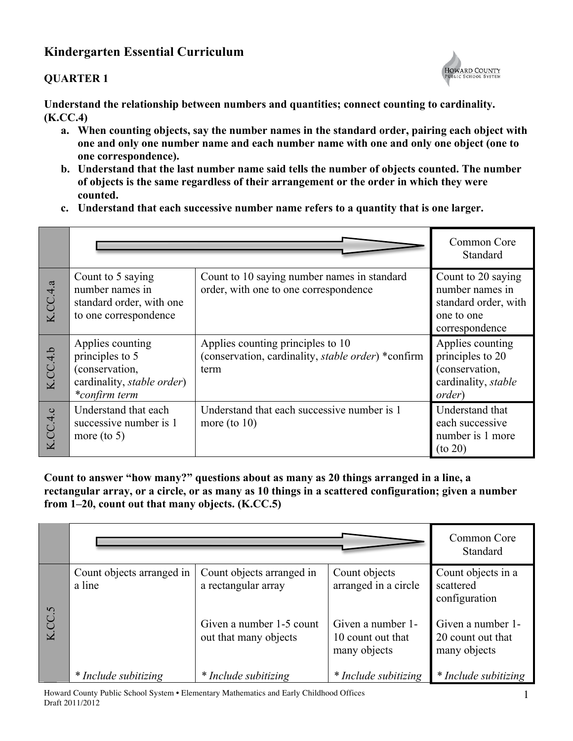# Kindergarten Essential Curriculum

## QUARTER 1

**Understand the relationship between numbers and quantities; connect counting to cardinality. (K.CC.4)**

- **a. When counting objects, say the number names in the standard order, pairing each object with one and only one number name and each number name with one and only one object (one to one correspondence).**
- **b. Understand that the last number name said tells the number of objects counted. The number of objects is the same regardless of their arrangement or the order in which they were counted.**
- **c. Understand that each successive number name refers to a quantity that is one larger.**

| | | | Common Core Standard |
|---|---|---|---|
| K.CC.4.a | Count to 5 saying number names in standard order, with one to one correspondence | Count to 10 saying number names in standard order, with one to one correspondence | Count to 20 saying number names in standard order, with one to one correspondence |
| K.CC.4.b | Applies counting principles to 5 (conservation, cardinality, *stable order*) **confirm term* | Applies counting principles to 10 (conservation, cardinality, *stable order*) *confirm term | Applies counting principles to 20 (conservation, cardinality, *stable order*) |
| K.CC.4.c | Understand that each successive number is 1 more (to 5) | Understand that each successive number is 1 more (to 10) | Understand that each successive number is 1 more (to 20) |

**Count to answer "how many?" questions about as many as 20 things arranged in a line, a rectangular array, or a circle, or as many as 10 things in a scattered configuration; given a number from 1–20, count out that many objects. (K.CC.5)**

| | | | | Common Core Standard |
|---|---|---|---|---|
| K.CC.5 | Count objects arranged in a line | Count objects arranged in a rectangular array | Count objects arranged in a circle | Count objects in a scattered configuration |
| | | Given a number 1-5 count out that many objects | Given a number 1-10 count out that many objects | Given a number 1-20 count out that many objects |
| | *\* Include subitizing* | *\* Include subitizing* | *\* Include subitizing* | *\* Include subitizing* |

Howard County Public School System • Elementary Mathematics and Early Childhood Offices
Draft 2011/2012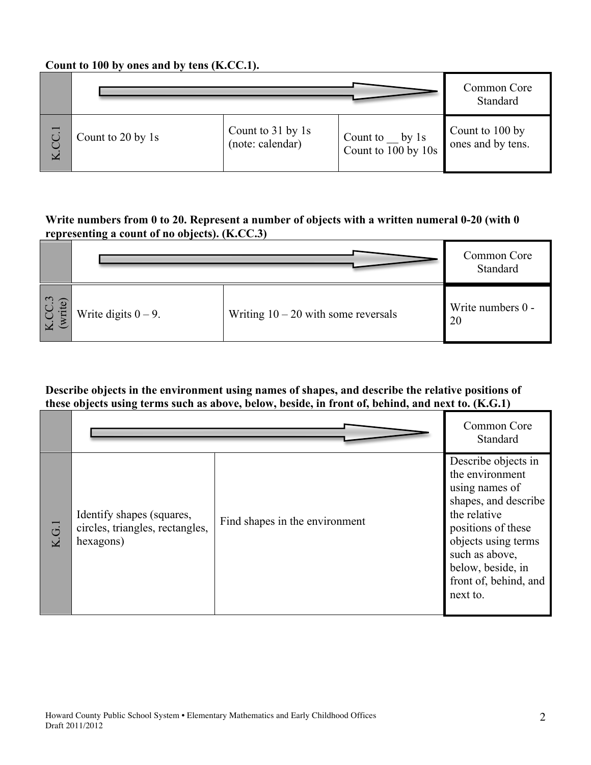**Count to 100 by ones and by tens (K.CC.1).**

| | → | | | Common Core Standard |
|---|---|---|---|---|
| K.CC.1 | Count to 20 by 1s | Count to 31 by 1s (note: calendar) | Count to __ by 1s Count to 100 by 10s | Count to 100 by ones and by tens. |

**Write numbers from 0 to 20. Represent a number of objects with a written numeral 0-20 (with 0 representing a count of no objects). (K.CC.3)**

| | → | | Common Core Standard |
|---|---|---|---|
| K.CC.3 (write) | Write digits 0 – 9. | Writing 10 – 20 with some reversals | Write numbers 0 - 20 |

**Describe objects in the environment using names of shapes, and describe the relative positions of these objects using terms such as above, below, beside, in front of, behind, and next to. (K.G.1)**

| | → | | Common Core Standard |
|---|---|---|---|
| K.G.1 | Identify shapes (squares, circles, triangles, rectangles, hexagons) | Find shapes in the environment | Describe objects in the environment using names of shapes, and describe the relative positions of these objects using terms such as above, below, beside, in front of, behind, and next to. |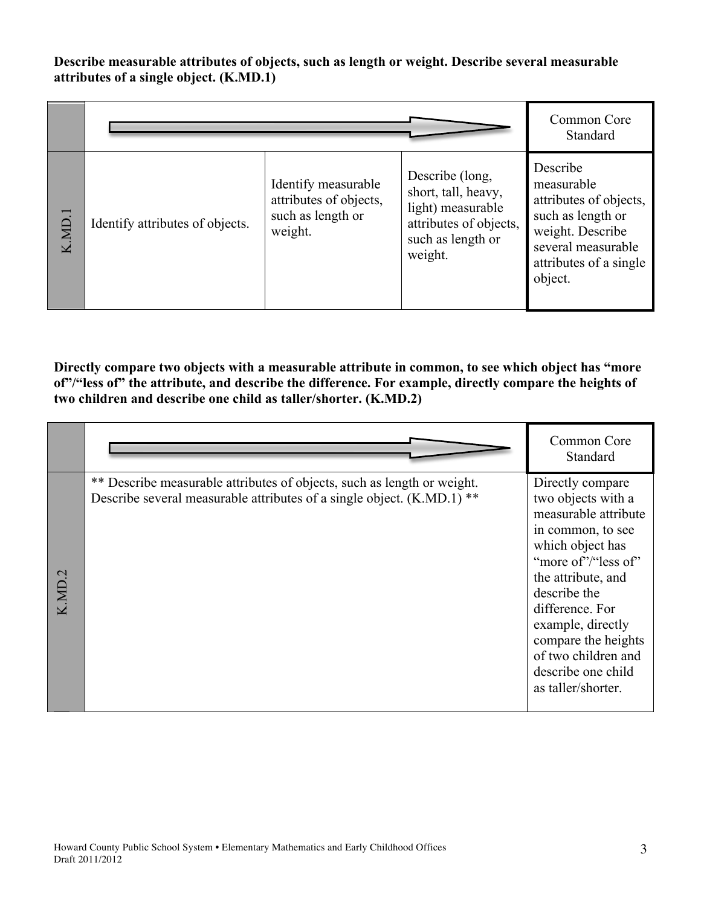**Describe measurable attributes of objects, such as length or weight. Describe several measurable attributes of a single object. (K.MD.1)**

| | | | | Common Core Standard |
|---|---|---|---|---|
| K.MD.1 | Identify attributes of objects. | Identify measurable attributes of objects, such as length or weight. | Describe (long, short, tall, heavy, light) measurable attributes of objects, such as length or weight. | Describe measurable attributes of objects, such as length or weight. Describe several measurable attributes of a single object. |

**Directly compare two objects with a measurable attribute in common, to see which object has "more of"/"less of" the attribute, and describe the difference. For example, directly compare the heights of two children and describe one child as taller/shorter. (K.MD.2)**

| | | Common Core Standard |
|---|---|---|
| K.MD.2 | ** Describe measurable attributes of objects, such as length or weight. Describe several measurable attributes of a single object. (K.MD.1) ** | Directly compare two objects with a measurable attribute in common, to see which object has "more of"/"less of" the attribute, and describe the difference. For example, directly compare the heights of two children and describe one child as taller/shorter. |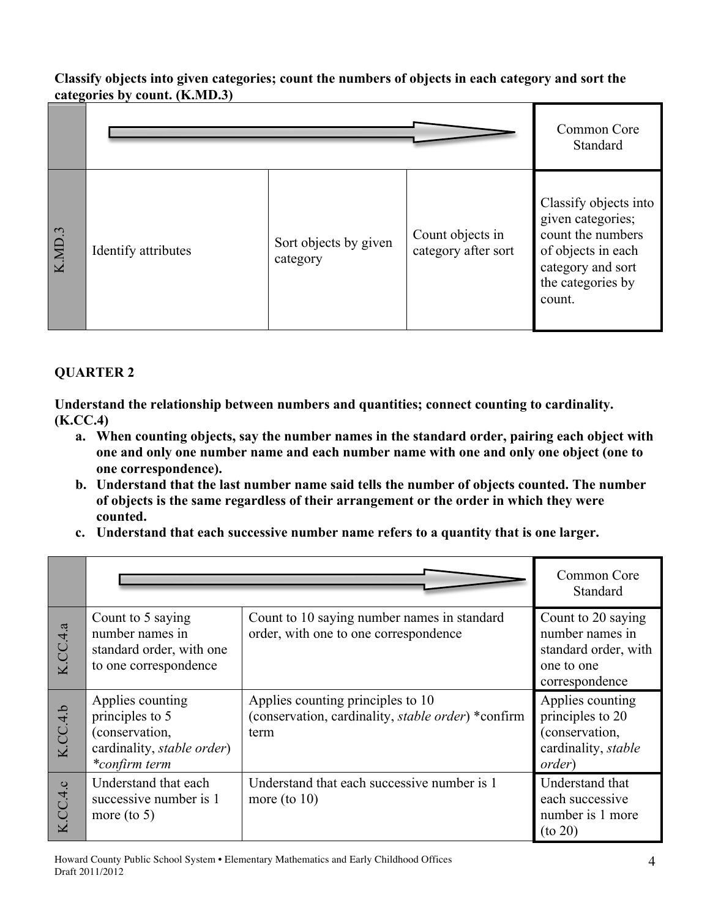**Classify objects into given categories; count the numbers of objects in each category and sort the categories by count. (K.MD.3)**

| | | | | Common Core Standard |
|---|---|---|---|---|
| K.MD.3 | Identify attributes | Sort objects by given category | Count objects in category after sort | Classify objects into given categories; count the numbers of objects in each category and sort the categories by count. |

## QUARTER 2

**Understand the relationship between numbers and quantities; connect counting to cardinality. (K.CC.4)**

- **a. When counting objects, say the number names in the standard order, pairing each object with one and only one number name and each number name with one and only one object (one to one correspondence).**
- **b. Understand that the last number name said tells the number of objects counted. The number of objects is the same regardless of their arrangement or the order in which they were counted.**
- **c. Understand that each successive number name refers to a quantity that is one larger.**

| | | | Common Core Standard |
|---|---|---|---|
| K.CC.4.a | Count to 5 saying number names in standard order, with one to one correspondence | Count to 10 saying number names in standard order, with one to one correspondence | Count to 20 saying number names in standard order, with one to one correspondence |
| K.CC.4.b | Applies counting principles to 5 (conservation, cardinality, *stable order*) *\*confirm term* | Applies counting principles to 10 (conservation, cardinality, *stable order*) *confirm term | Applies counting principles to 20 (conservation, cardinality, *stable order*) |
| K.CC.4.c | Understand that each successive number is 1 more (to 5) | Understand that each successive number is 1 more (to 10) | Understand that each successive number is 1 more (to 20) |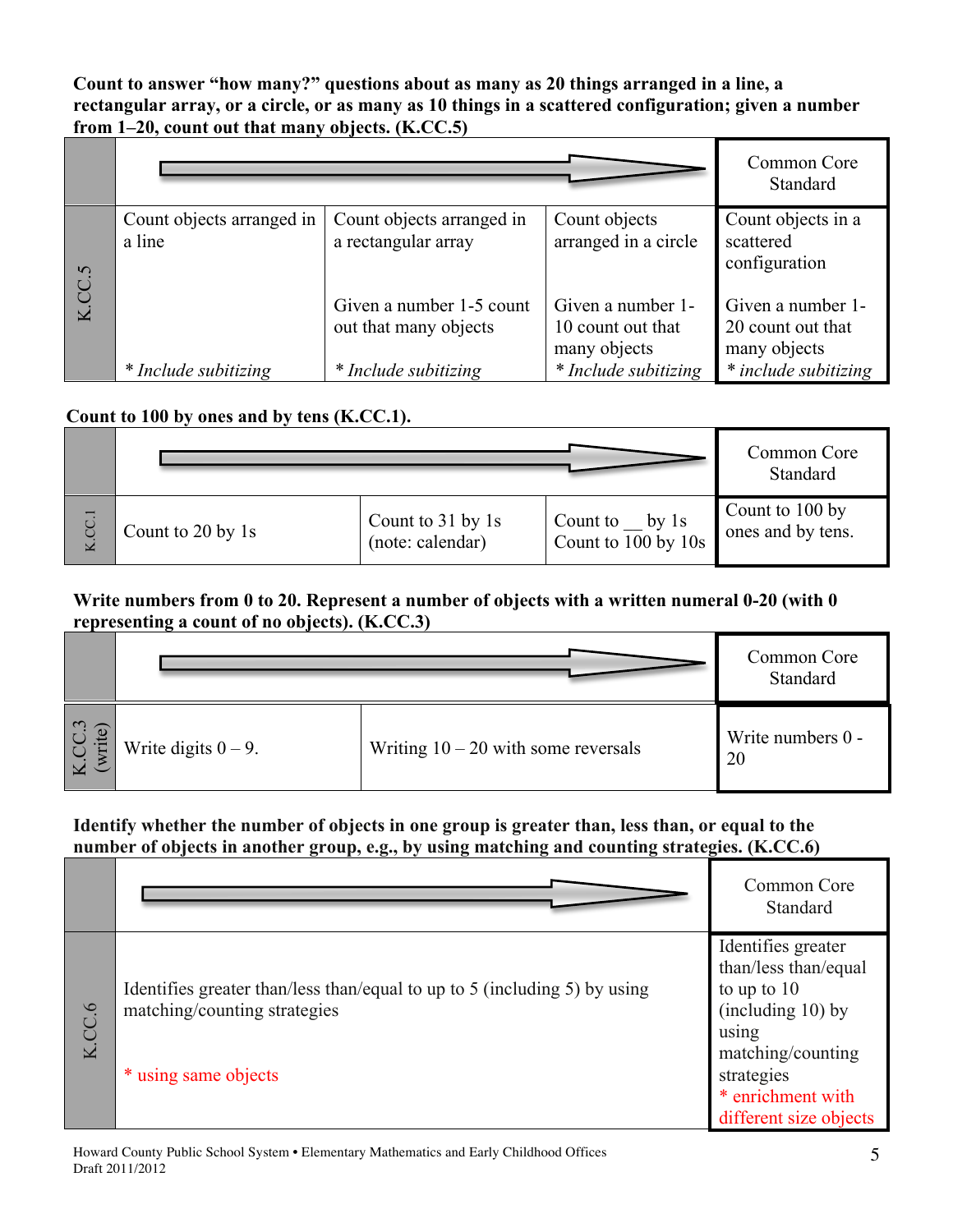**Count to answer "how many?" questions about as many as 20 things arranged in a line, a rectangular array, or a circle, or as many as 10 things in a scattered configuration; given a number from 1–20, count out that many objects. (K.CC.5)**

| | → | | | Common Core Standard |
|---|---|---|---|---|
| K.CC.5 | Count objects arranged in a line<br><br>*\* Include subitizing* | Count objects arranged in a rectangular array<br><br>Given a number 1-5 count out that many objects<br>*\* Include subitizing* | Count objects arranged in a circle<br><br>Given a number 1-10 count out that many objects<br>*\* Include subitizing* | Count objects in a scattered configuration<br><br>Given a number 1-20 count out that many objects<br>*\* include subitizing* |

**Count to 100 by ones and by tens (K.CC.1).**

| | → | | | Common Core Standard |
|---|---|---|---|---|
| K.CC.1 | Count to 20 by 1s | Count to 31 by 1s (note: calendar) | Count to __ by 1s<br>Count to 100 by 10s | Count to 100 by ones and by tens. |

**Write numbers from 0 to 20. Represent a number of objects with a written numeral 0-20 (with 0 representing a count of no objects). (K.CC.3)**

| | → | | Common Core Standard |
|---|---|---|---|
| K.CC.3 (write) | Write digits 0 – 9. | Writing 10 – 20 with some reversals | Write numbers 0 - 20 |

**Identify whether the number of objects in one group is greater than, less than, or equal to the number of objects in another group, e.g., by using matching and counting strategies. (K.CC.6)**

| | → | Common Core Standard |
|---|---|---|
| K.CC.6 | Identifies greater than/less than/equal to up to 5 (including 5) by using matching/counting strategies<br><br>\* using same objects | Identifies greater than/less than/equal to up to 10 (including 10) by using matching/counting strategies<br>\* enrichment with different size objects |

Howard County Public School System • Elementary Mathematics and Early Childhood Offices
Draft 2011/2012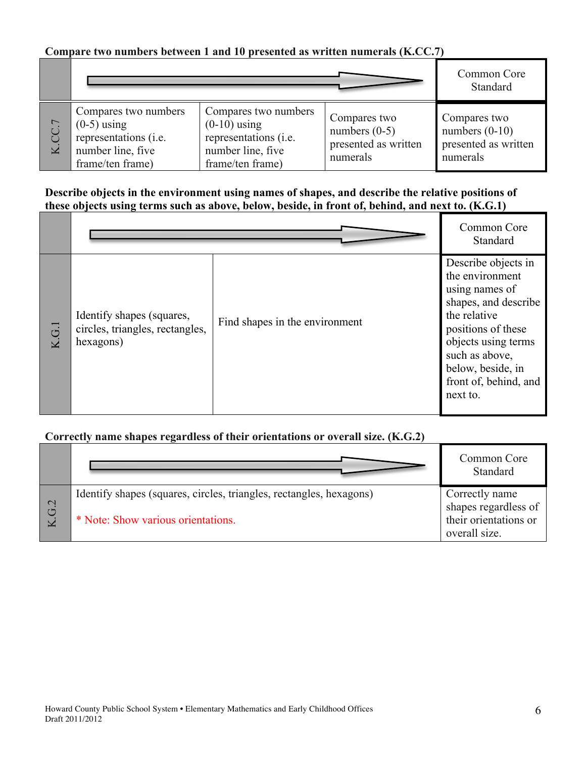**Compare two numbers between 1 and 10 presented as written numerals (K.CC.7)**

| | → | | | Common Core Standard |
|---|---|---|---|---|
| K.CC.7 | Compares two numbers (0-5) using representations (i.e. number line, five frame/ten frame) | Compares two numbers (0-10) using representations (i.e. number line, five frame/ten frame) | Compares two numbers (0-5) presented as written numerals | Compares two numbers (0-10) presented as written numerals |

**Describe objects in the environment using names of shapes, and describe the relative positions of these objects using terms such as above, below, beside, in front of, behind, and next to. (K.G.1)**

| | → | | Common Core Standard |
|---|---|---|---|
| K.G.1 | Identify shapes (squares, circles, triangles, rectangles, hexagons) | Find shapes in the environment | Describe objects in the environment using names of shapes, and describe the relative positions of these objects using terms such as above, below, beside, in front of, behind, and next to. |

**Correctly name shapes regardless of their orientations or overall size. (K.G.2)**

| | → | Common Core Standard |
|---|---|---|
| K.G.2 | Identify shapes (squares, circles, triangles, rectangles, hexagons)<br><br>* Note: Show various orientations. | Correctly name shapes regardless of their orientations or overall size. |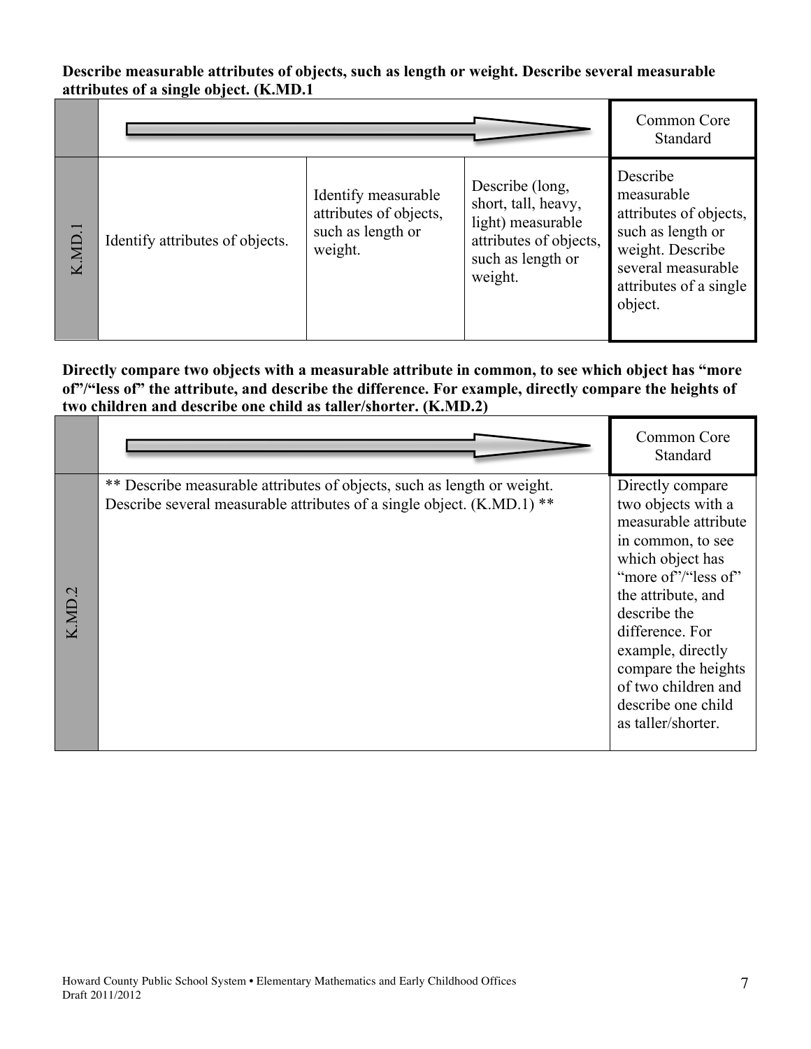**Describe measurable attributes of objects, such as length or weight. Describe several measurable attributes of a single object. (K.MD.1**

| | | | | Common Core Standard |
|---|---|---|---|---|
| K.MD.1 | Identify attributes of objects. | Identify measurable attributes of objects, such as length or weight. | Describe (long, short, tall, heavy, light) measurable attributes of objects, such as length or weight. | Describe measurable attributes of objects, such as length or weight. Describe several measurable attributes of a single object. |

**Directly compare two objects with a measurable attribute in common, to see which object has "more of"/"less of" the attribute, and describe the difference. For example, directly compare the heights of two children and describe one child as taller/shorter. (K.MD.2)**

| | | Common Core Standard |
|---|---|---|
| K.MD.2 | ** Describe measurable attributes of objects, such as length or weight. Describe several measurable attributes of a single object. (K.MD.1) ** | Directly compare two objects with a measurable attribute in common, to see which object has "more of"/"less of" the attribute, and describe the difference. For example, directly compare the heights of two children and describe one child as taller/shorter. |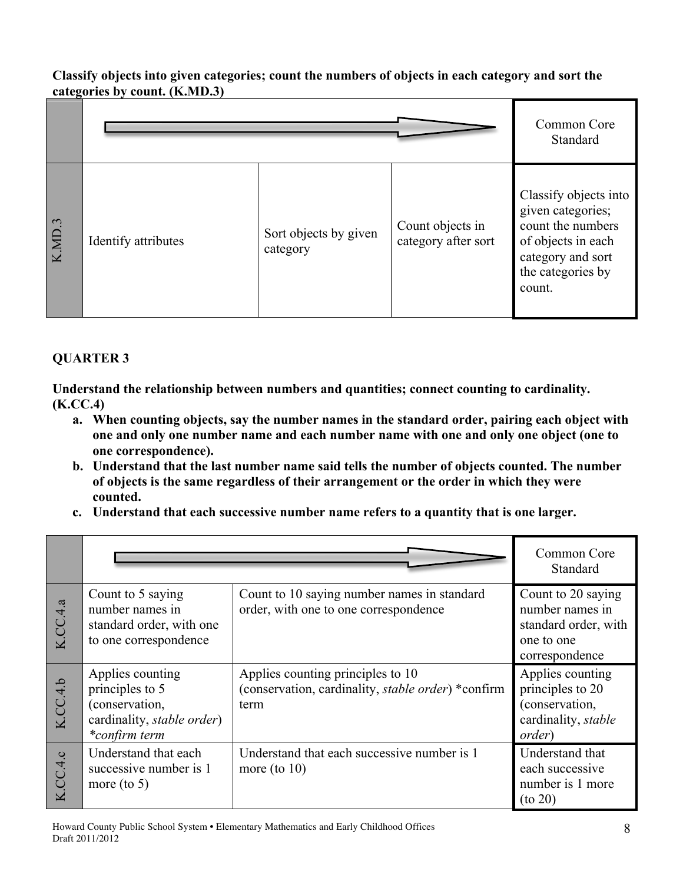**Classify objects into given categories; count the numbers of objects in each category and sort the categories by count. (K.MD.3)**

| | | | | Common Core Standard |
|---|---|---|---|---|
| K.MD.3 | Identify attributes | Sort objects by given category | Count objects in category after sort | Classify objects into given categories; count the numbers of objects in each category and sort the categories by count. |

## QUARTER 3

**Understand the relationship between numbers and quantities; connect counting to cardinality. (K.CC.4)**

a. **When counting objects, say the number names in the standard order, pairing each object with one and only one number name and each number name with one and only one object (one to one correspondence).**
b. **Understand that the last number name said tells the number of objects counted. The number of objects is the same regardless of their arrangement or the order in which they were counted.**
c. **Understand that each successive number name refers to a quantity that is one larger.**

| | | | Common Core Standard |
|---|---|---|---|
| K.CC.4.a | Count to 5 saying number names in standard order, with one to one correspondence | Count to 10 saying number names in standard order, with one to one correspondence | Count to 20 saying number names in standard order, with one to one correspondence |
| K.CC.4.b | Applies counting principles to 5 (conservation, cardinality, *stable order*) *\*confirm term* | Applies counting principles to 10 (conservation, cardinality, *stable order*) *confirm term | Applies counting principles to 20 (conservation, cardinality, *stable order*) |
| K.CC.4.c | Understand that each successive number is 1 more (to 5) | Understand that each successive number is 1 more (to 10) | Understand that each successive number is 1 more (to 20) |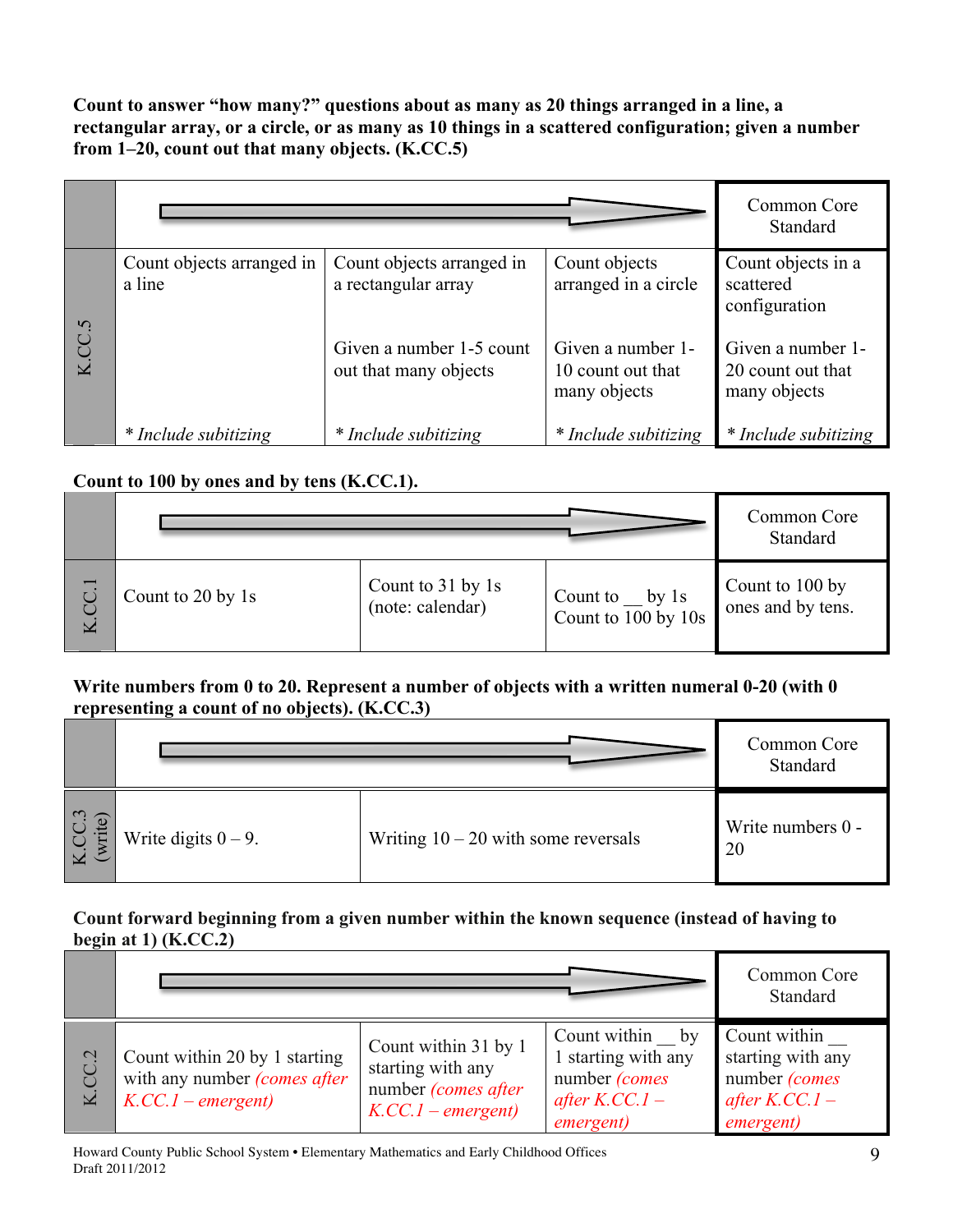**Count to answer "how many?" questions about as many as 20 things arranged in a line, a rectangular array, or a circle, or as many as 10 things in a scattered configuration; given a number from 1–20, count out that many objects. (K.CC.5)**

| | → | | | Common Core Standard |
|---|---|---|---|---|
| K.CC.5 | Count objects arranged in a line<br><br>*\* Include subitizing* | Count objects arranged in a rectangular array<br><br>Given a number 1-5 count out that many objects<br><br>*\* Include subitizing* | Count objects arranged in a circle<br><br>Given a number 1-10 count out that many objects<br><br>*\* Include subitizing* | Count objects in a scattered configuration<br><br>Given a number 1-20 count out that many objects<br><br>*\* Include subitizing* |

**Count to 100 by ones and by tens (K.CC.1).**

| | → | | | Common Core Standard |
|---|---|---|---|---|
| K.CC.1 | Count to 20 by 1s | Count to 31 by 1s (note: calendar) | Count to __ by 1s<br>Count to 100 by 10s | Count to 100 by ones and by tens. |

**Write numbers from 0 to 20. Represent a number of objects with a written numeral 0-20 (with 0 representing a count of no objects). (K.CC.3)**

| | → | | Common Core Standard |
|---|---|---|---|
| K.CC.3 (write) | Write digits 0 – 9. | Writing 10 – 20 with some reversals | Write numbers 0 - 20 |

**Count forward beginning from a given number within the known sequence (instead of having to begin at 1) (K.CC.2)**

| | → | | | Common Core Standard |
|---|---|---|---|---|
| K.CC.2 | Count within 20 by 1 starting with any number *(comes after K.CC.1 – emergent)* | Count within 31 by 1 starting with any number *(comes after K.CC.1 – emergent)* | Count within __ by 1 starting with any number *(comes after K.CC.1 – emergent)* | Count within __ starting with any number *(comes after K.CC.1 – emergent)* |

Howard County Public School System • Elementary Mathematics and Early Childhood Offices
Draft 2011/2012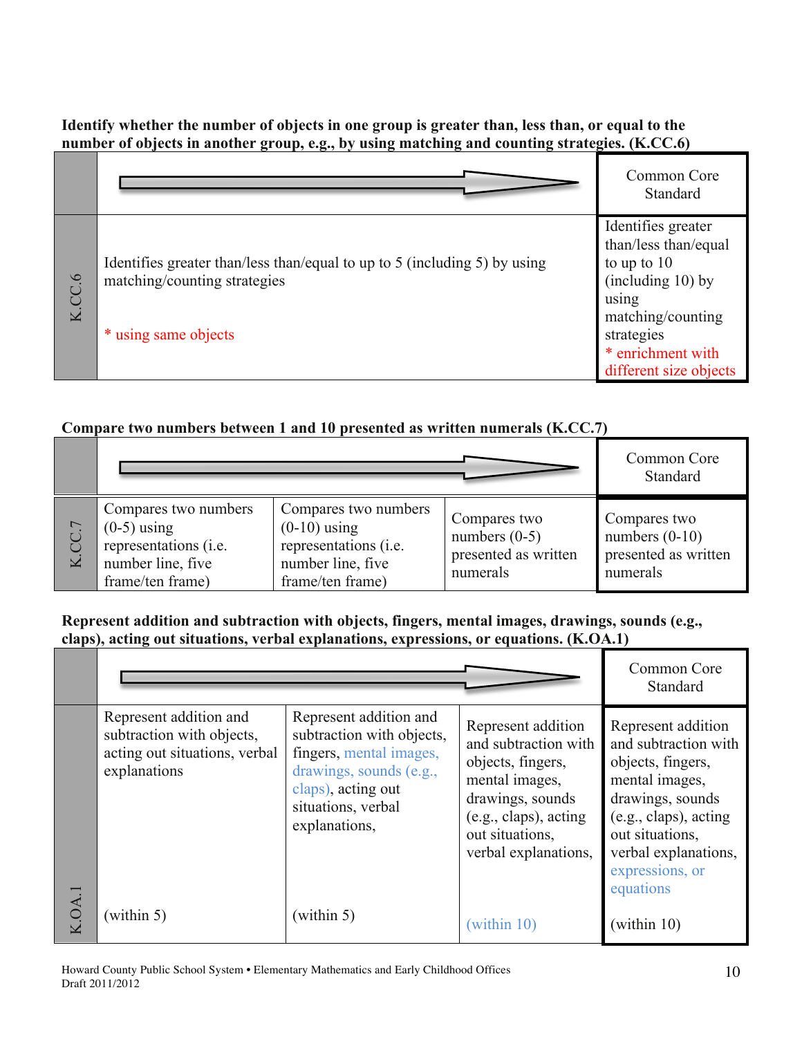**Identify whether the number of objects in one group is greater than, less than, or equal to the number of objects in another group, e.g., by using matching and counting strategies. (K.CC.6)**

| | → | Common Core Standard |
|---|---|---|
| K.CC.6 | Identifies greater than/less than/equal to up to 5 (including 5) by using matching/counting strategies<br><br>* using same objects | Identifies greater than/less than/equal to up to 10 (including 10) by using matching/counting strategies<br>* enrichment with different size objects |

**Compare two numbers between 1 and 10 presented as written numerals (K.CC.7)**

| | → | | | Common Core Standard |
|---|---|---|---|---|
| K.CC.7 | Compares two numbers (0-5) using representations (i.e. number line, five frame/ten frame) | Compares two numbers (0-10) using representations (i.e. number line, five frame/ten frame) | Compares two numbers (0-5) presented as written numerals | Compares two numbers (0-10) presented as written numerals |

**Represent addition and subtraction with objects, fingers, mental images, drawings, sounds (e.g., claps), acting out situations, verbal explanations, expressions, or equations. (K.OA.1)**

| | → | | | Common Core Standard |
|---|---|---|---|---|
| K.OA.1 | Represent addition and subtraction with objects, acting out situations, verbal explanations<br><br>(within 5) | Represent addition and subtraction with objects, fingers, mental images, drawings, sounds (e.g., claps), acting out situations, verbal explanations,<br><br>(within 5) | Represent addition and subtraction with objects, fingers, mental images, drawings, sounds (e.g., claps), acting out situations, verbal explanations,<br><br>(within 10) | Represent addition and subtraction with objects, fingers, mental images, drawings, sounds (e.g., claps), acting out situations, verbal explanations, expressions, or equations<br><br>(within 10) |

Howard County Public School System • Elementary Mathematics and Early Childhood Offices
Draft 2011/2012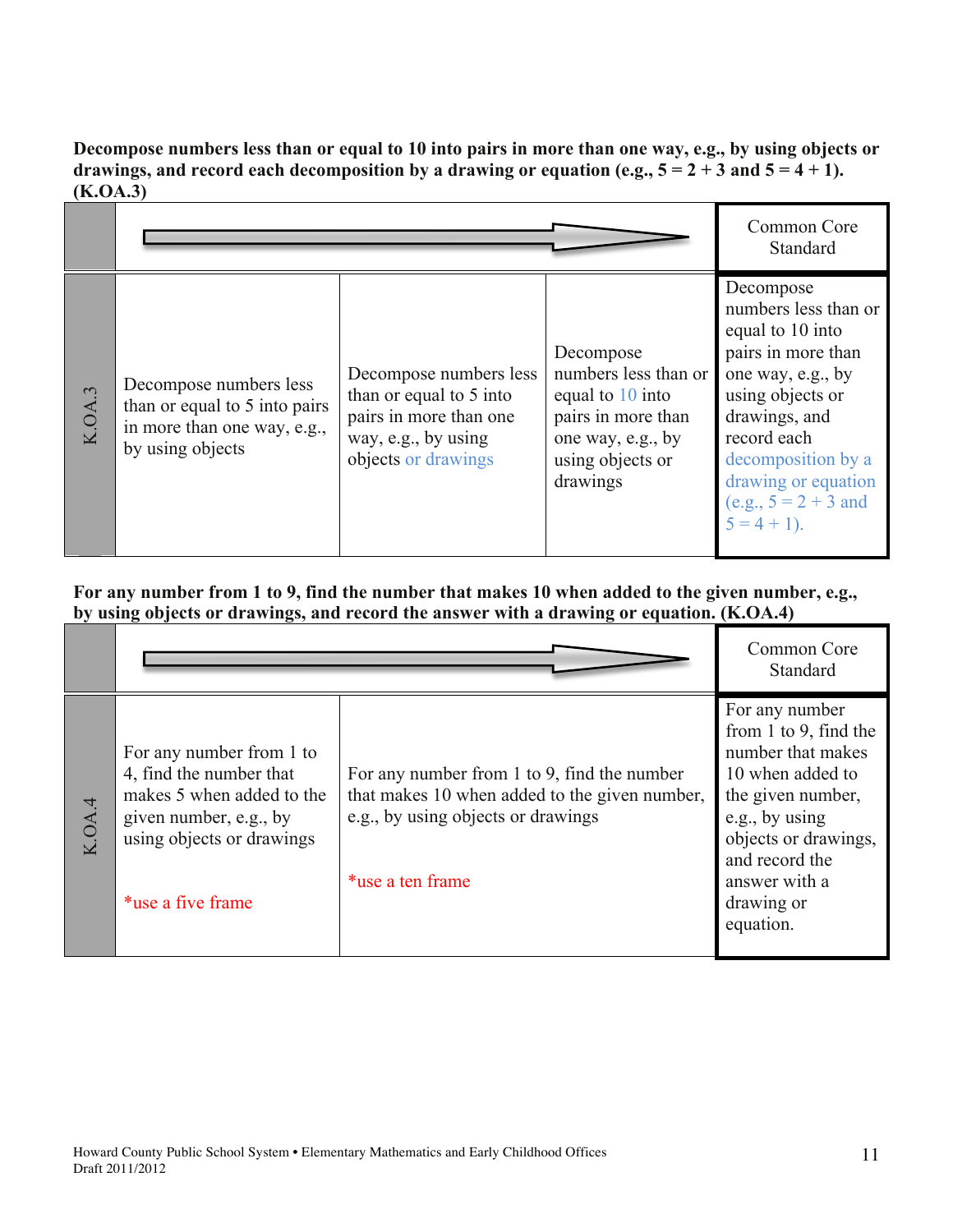**Decompose numbers less than or equal to 10 into pairs in more than one way, e.g., by using objects or drawings, and record each decomposition by a drawing or equation (e.g., 5 = 2 + 3 and 5 = 4 + 1). (K.OA.3)**

| | → | | | Common Core Standard |
|---|---|---|---|---|
| K.OA.3 | Decompose numbers less than or equal to 5 into pairs in more than one way, e.g., by using objects | Decompose numbers less than or equal to 5 into pairs in more than one way, e.g., by using objects or drawings | Decompose numbers less than or equal to 10 into pairs in more than one way, e.g., by using objects or drawings | Decompose numbers less than or equal to 10 into pairs in more than one way, e.g., by using objects or drawings, and record each decomposition by a drawing or equation (e.g., 5 = 2 + 3 and 5 = 4 + 1). |

**For any number from 1 to 9, find the number that makes 10 when added to the given number, e.g., by using objects or drawings, and record the answer with a drawing or equation. (K.OA.4)**

| | → | | Common Core Standard |
|---|---|---|---|
| K.OA.4 | For any number from 1 to 4, find the number that makes 5 when added to the given number, e.g., by using objects or drawings<br><br>*use a five frame | For any number from 1 to 9, find the number that makes 10 when added to the given number, e.g., by using objects or drawings<br><br>*use a ten frame | For any number from 1 to 9, find the number that makes 10 when added to the given number, e.g., by using objects or drawings, and record the answer with a drawing or equation. |

Howard County Public School System • Elementary Mathematics and Early Childhood Offices
Draft 2011/2012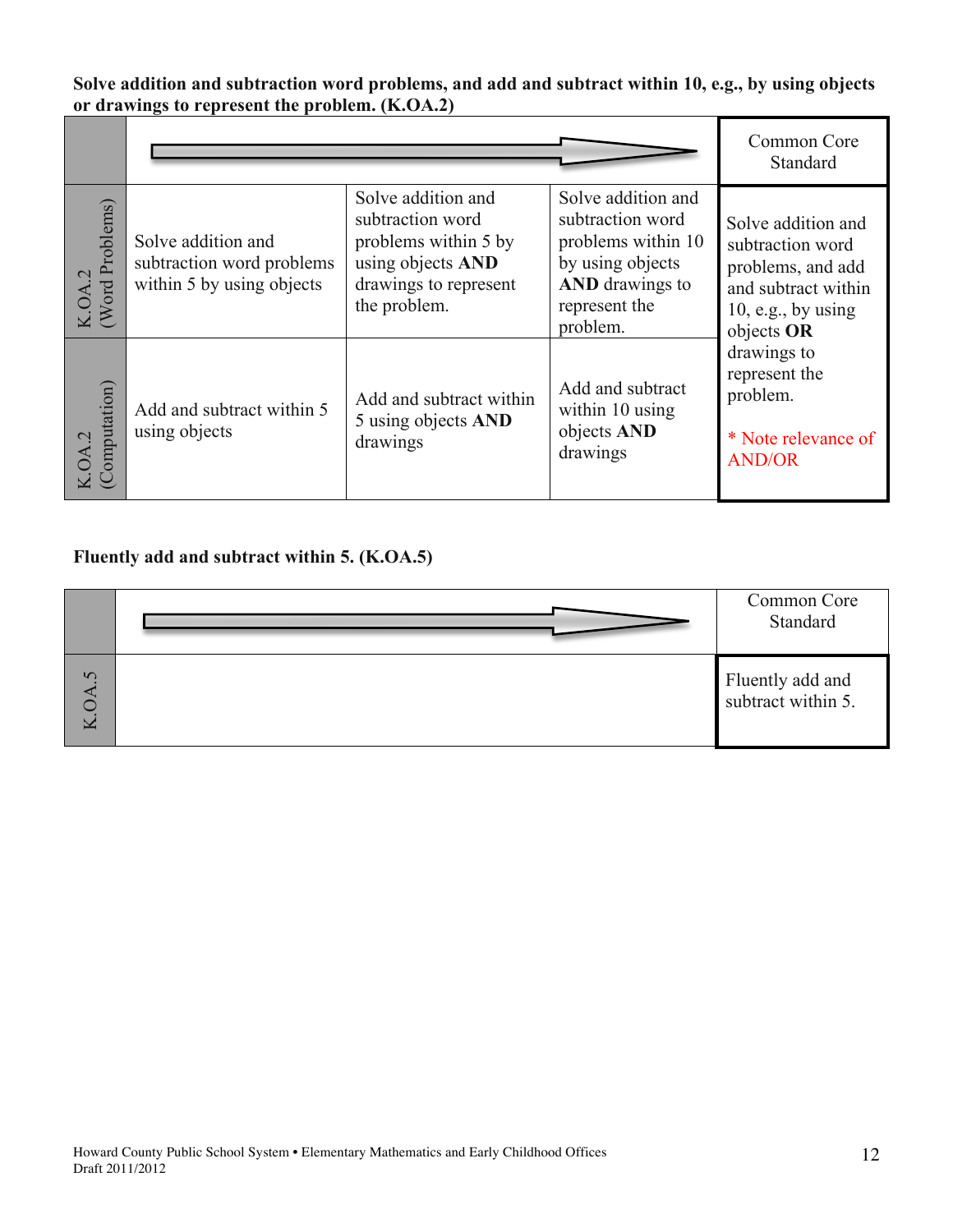**Solve addition and subtraction word problems, and add and subtract within 10, e.g., by using objects or drawings to represent the problem. (K.OA.2)**

| | → | | | Common Core Standard |
|---|---|---|---|---|
| K.OA.2 (Word Problems) | Solve addition and subtraction word problems within 5 by using objects | Solve addition and subtraction word problems within 5 by using objects **AND** drawings to represent the problem. | Solve addition and subtraction word problems within 10 by using objects **AND** drawings to represent the problem. | Solve addition and subtraction word problems, and add and subtract within 10, e.g., by using objects **OR** drawings to represent the problem. * Note relevance of AND/OR |
| K.OA.2 (Computation) | Add and subtract within 5 using objects | Add and subtract within 5 using objects **AND** drawings | Add and subtract within 10 using objects **AND** drawings | |

**Fluently add and subtract within 5. (K.OA.5)**

| | → | Common Core Standard |
|---|---|---|
| K.OA.5 | | Fluently add and subtract within 5. |

Howard County Public School System • Elementary Mathematics and Early Childhood Offices
Draft 2011/2012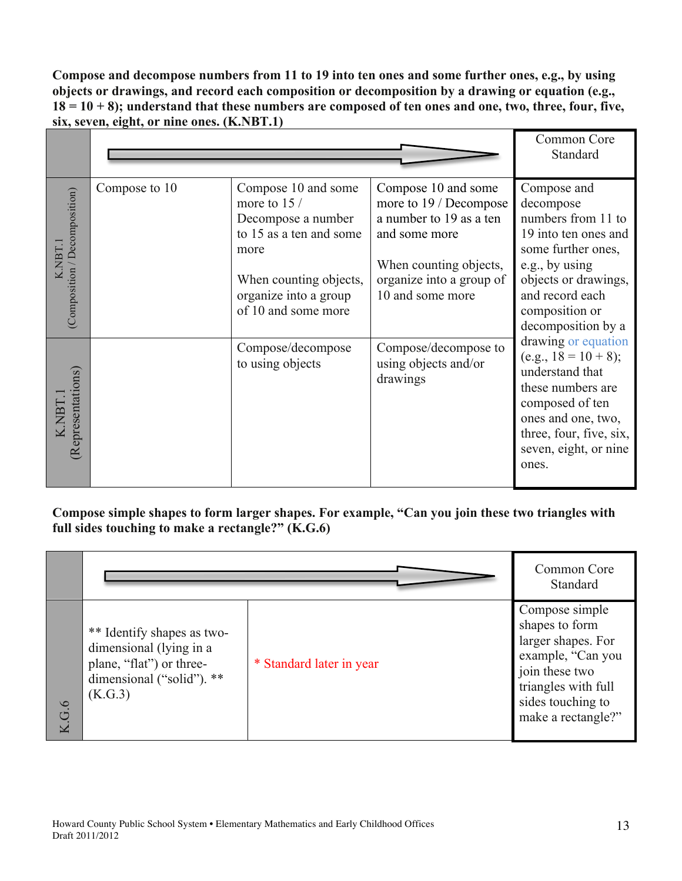**Compose and decompose numbers from 11 to 19 into ten ones and some further ones, e.g., by using objects or drawings, and record each composition or decomposition by a drawing or equation (e.g., 18 = 10 + 8); understand that these numbers are composed of ten ones and one, two, three, four, five, six, seven, eight, or nine ones. (K.NBT.1)**

| | → | | | Common Core Standard |
|---|---|---|---|---|
| K.NBT.1 (Composition / Decomposition) | Compose to 10 | Compose 10 and some more to 15 / Decompose a number to 15 as a ten and some more<br><br>When counting objects, organize into a group of 10 and some more | Compose 10 and some more to 19 / Decompose a number to 19 as a ten and some more<br><br>When counting objects, organize into a group of 10 and some more | Compose and decompose numbers from 11 to 19 into ten ones and some further ones, e.g., by using objects or drawings, and record each composition or decomposition by a drawing or equation (e.g., 18 = 10 + 8); understand that these numbers are composed of ten ones and one, two, three, four, five, six, seven, eight, or nine ones. |
| K.NBT.1 (Representations) | | Compose/decompose to using objects | Compose/decompose to using objects and/or drawings | |

**Compose simple shapes to form larger shapes. For example, "Can you join these two triangles with full sides touching to make a rectangle?" (K.G.6)**

| | → | | Common Core Standard |
|---|---|---|---|
| K.G.6 | ** Identify shapes as two-dimensional (lying in a plane, "flat") or three-dimensional ("solid"). ** (K.G.3) | * Standard later in year | Compose simple shapes to form larger shapes. For example, "Can you join these two triangles with full sides touching to make a rectangle?" |

Howard County Public School System • Elementary Mathematics and Early Childhood Offices
Draft 2011/2012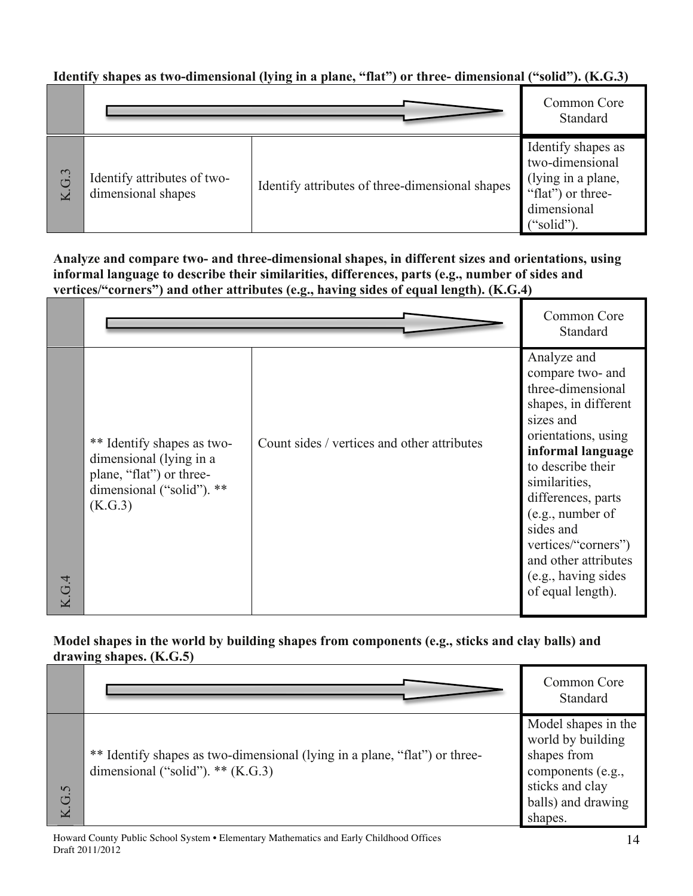**Identify shapes as two-dimensional (lying in a plane, "flat") or three- dimensional ("solid"). (K.G.3)**

| | | | Common Core Standard |
|---|---|---|---|
| K.G.3 | Identify attributes of two-dimensional shapes | Identify attributes of three-dimensional shapes | Identify shapes as two-dimensional (lying in a plane, "flat") or three-dimensional ("solid"). |

**Analyze and compare two- and three-dimensional shapes, in different sizes and orientations, using informal language to describe their similarities, differences, parts (e.g., number of sides and vertices/"corners") and other attributes (e.g., having sides of equal length). (K.G.4)**

| | | | Common Core Standard |
|---|---|---|---|
| K.G.4 | ** Identify shapes as two-dimensional (lying in a plane, "flat") or three-dimensional ("solid"). ** (K.G.3) | Count sides / vertices and other attributes | Analyze and compare two- and three-dimensional shapes, in different sizes and orientations, using **informal language** to describe their similarities, differences, parts (e.g., number of sides and vertices/"corners") and other attributes (e.g., having sides of equal length). |

**Model shapes in the world by building shapes from components (e.g., sticks and clay balls) and drawing shapes. (K.G.5)**

| | | Common Core Standard |
|---|---|---|
| K.G.5 | ** Identify shapes as two-dimensional (lying in a plane, "flat") or three-dimensional ("solid"). ** (K.G.3) | Model shapes in the world by building shapes from components (e.g., sticks and clay balls) and drawing shapes. |

Howard County Public School System • Elementary Mathematics and Early Childhood Offices
Draft 2011/2012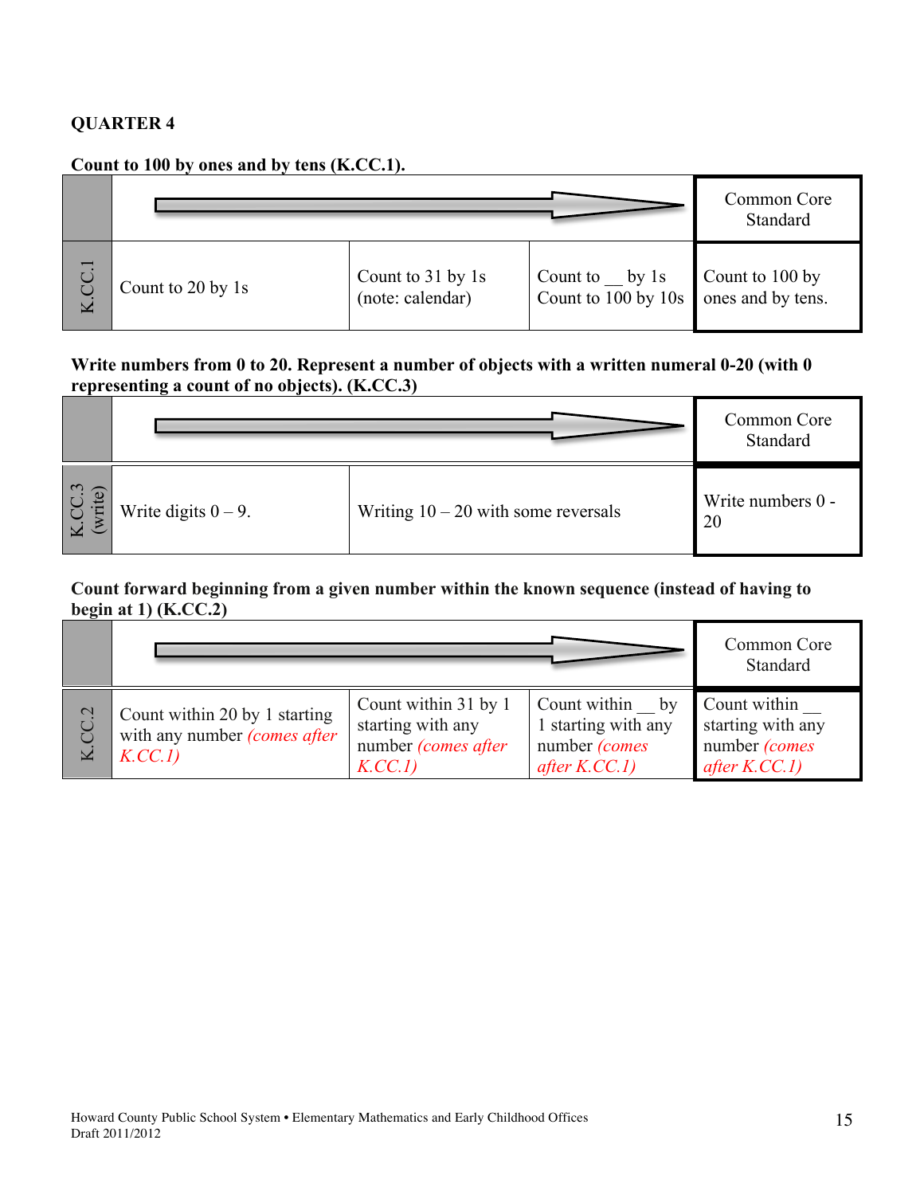**QUARTER 4**

**Count to 100 by ones and by tens (K.CC.1).**

| | | | | Common Core Standard |
|---|---|---|---|---|
| K.CC.1 | Count to 20 by 1s | Count to 31 by 1s (note: calendar) | Count to __ by 1s Count to 100 by 10s | Count to 100 by ones and by tens. |

**Write numbers from 0 to 20. Represent a number of objects with a written numeral 0-20 (with 0 representing a count of no objects). (K.CC.3)**

| | | | Common Core Standard |
|---|---|---|---|
| K.CC.3 (write) | Write digits 0 – 9. | Writing 10 – 20 with some reversals | Write numbers 0 - 20 |

**Count forward beginning from a given number within the known sequence (instead of having to begin at 1) (K.CC.2)**

| | | | | Common Core Standard |
|---|---|---|---|---|
| K.CC.2 | Count within 20 by 1 starting with any number *(comes after K.CC.1)* | Count within 31 by 1 starting with any number *(comes after K.CC.1)* | Count within __ by 1 starting with any number *(comes after K.CC.1)* | Count within __ starting with any number *(comes after K.CC.1)* |

Howard County Public School System • Elementary Mathematics and Early Childhood Offices
Draft 2011/2012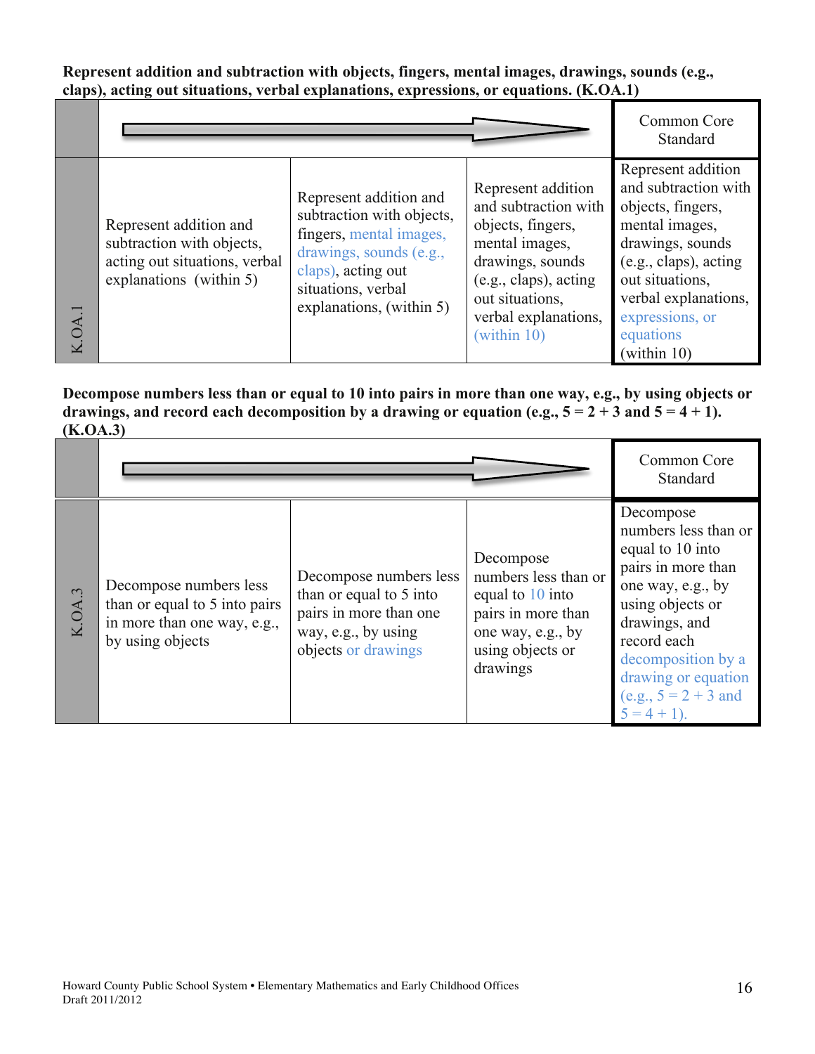**Represent addition and subtraction with objects, fingers, mental images, drawings, sounds (e.g., claps), acting out situations, verbal explanations, expressions, or equations. (K.OA.1)**

| | → | | | Common Core Standard |
|---|---|---|---|---|
| K.OA.1 | Represent addition and subtraction with objects, acting out situations, verbal explanations (within 5) | Represent addition and subtraction with objects, fingers, mental images, drawings, sounds (e.g., claps), acting out situations, verbal explanations, (within 5) | Represent addition and subtraction with objects, fingers, mental images, drawings, sounds (e.g., claps), acting out situations, verbal explanations, (within 10) | Represent addition and subtraction with objects, fingers, mental images, drawings, sounds (e.g., claps), acting out situations, verbal explanations, expressions, or equations (within 10) |

**Decompose numbers less than or equal to 10 into pairs in more than one way, e.g., by using objects or drawings, and record each decomposition by a drawing or equation (e.g., 5 = 2 + 3 and 5 = 4 + 1). (K.OA.3)**

| | → | | | Common Core Standard |
|---|---|---|---|---|
| K.OA.3 | Decompose numbers less than or equal to 5 into pairs in more than one way, e.g., by using objects | Decompose numbers less than or equal to 5 into pairs in more than one way, e.g., by using objects or drawings | Decompose numbers less than or equal to 10 into pairs in more than one way, e.g., by using objects or drawings | Decompose numbers less than or equal to 10 into pairs in more than one way, e.g., by using objects or drawings, and record each decomposition by a drawing or equation (e.g., 5 = 2 + 3 and 5 = 4 + 1). |

Howard County Public School System • Elementary Mathematics and Early Childhood Offices
Draft 2011/2012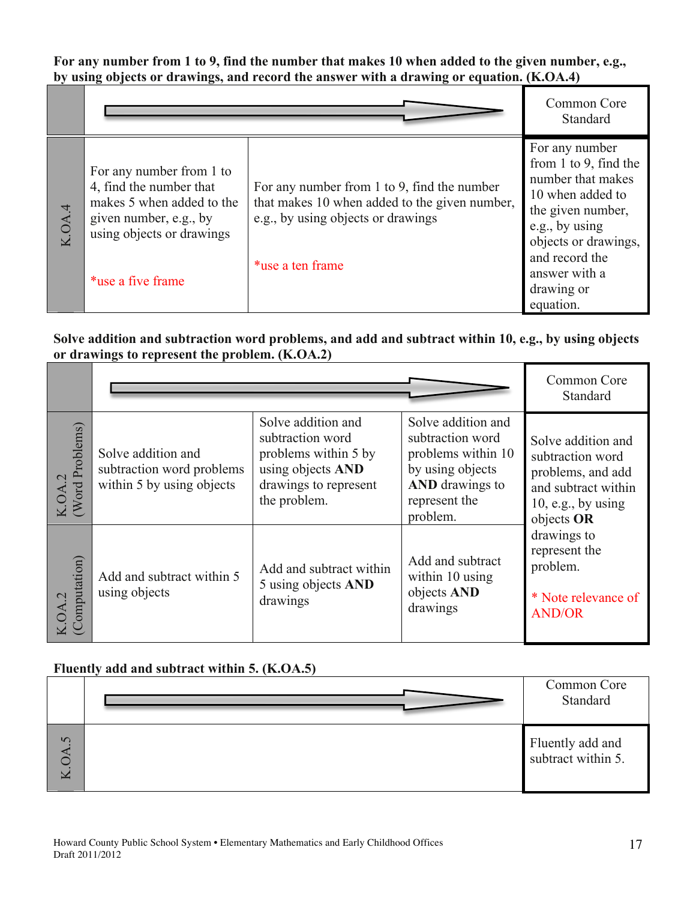**For any number from 1 to 9, find the number that makes 10 when added to the given number, e.g., by using objects or drawings, and record the answer with a drawing or equation. (K.OA.4)**

| | | | Common Core Standard |
|---|---|---|---|
| K.OA.4 | For any number from 1 to 4, find the number that makes 5 when added to the given number, e.g., by using objects or drawings<br><br>*use a five frame | For any number from 1 to 9, find the number that makes 10 when added to the given number, e.g., by using objects or drawings<br><br>*use a ten frame | For any number from 1 to 9, find the number that makes 10 when added to the given number, e.g., by using objects or drawings, and record the answer with a drawing or equation. |

**Solve addition and subtraction word problems, and add and subtract within 10, e.g., by using objects or drawings to represent the problem. (K.OA.2)**

| | | | | Common Core Standard |
|---|---|---|---|---|
| K.OA.2 (Word Problems) | Solve addition and subtraction word problems within 5 by using objects | Solve addition and subtraction word problems within 5 by using objects **AND** drawings to represent the problem. | Solve addition and subtraction word problems within 10 by using objects **AND** drawings to represent the problem. | Solve addition and subtraction word problems, and add and subtract within 10, e.g., by using objects **OR** drawings to represent the problem.<br><br>* Note relevance of AND/OR |
| K.OA.2 (Computation) | Add and subtract within 5 using objects | Add and subtract within 5 using objects **AND** drawings | Add and subtract within 10 using objects **AND** drawings | |

**Fluently add and subtract within 5. (K.OA.5)**

| | | Common Core Standard |
|---|---|---|
| K.OA.5 | | Fluently add and subtract within 5. |

Howard County Public School System • Elementary Mathematics and Early Childhood Offices
Draft 2011/2012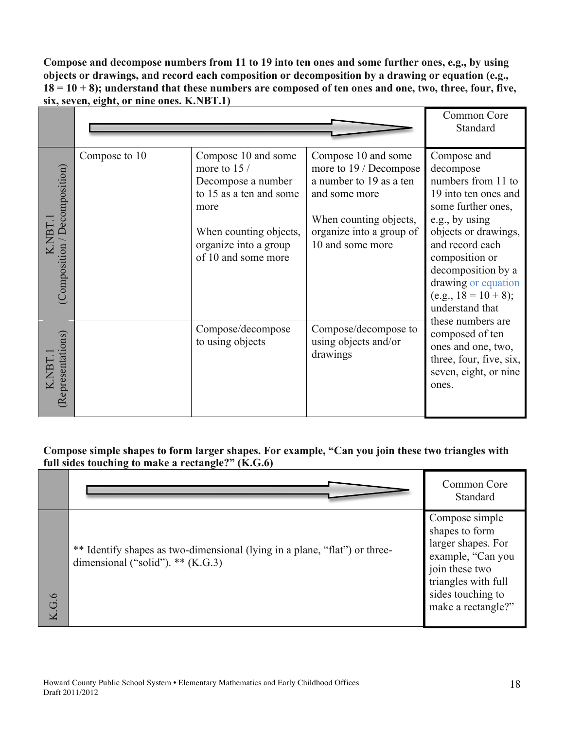**Compose and decompose numbers from 11 to 19 into ten ones and some further ones, e.g., by using objects or drawings, and record each composition or decomposition by a drawing or equation (e.g., 18 = 10 + 8); understand that these numbers are composed of ten ones and one, two, three, four, five, six, seven, eight, or nine ones. K.NBT.1)**

| | → | | | Common Core Standard |
|---|---|---|---|---|
| K.NBT.1 (Composition / Decomposition) | Compose to 10 | Compose 10 and some more to 15 / Decompose a number to 15 as a ten and some more<br><br>When counting objects, organize into a group of 10 and some more | Compose 10 and some more to 19 / Decompose a number to 19 as a ten and some more<br><br>When counting objects, organize into a group of 10 and some more | Compose and decompose numbers from 11 to 19 into ten ones and some further ones, e.g., by using objects or drawings, and record each composition or decomposition by a drawing or equation (e.g., 18 = 10 + 8); understand that these numbers are composed of ten ones and one, two, three, four, five, six, seven, eight, or nine ones. |
| K.NBT.1 (Representations) | | Compose/decompose to using objects | Compose/decompose to using objects and/or drawings | |

**Compose simple shapes to form larger shapes. For example, "Can you join these two triangles with full sides touching to make a rectangle?" (K.G.6)**

| | → | Common Core Standard |
|---|---|---|
| K.G.6 | ** Identify shapes as two-dimensional (lying in a plane, "flat") or three-dimensional ("solid"). ** (K.G.3) | Compose simple shapes to form larger shapes. For example, "Can you join these two triangles with full sides touching to make a rectangle?" |

Howard County Public School System • Elementary Mathematics and Early Childhood Offices
Draft 2011/2012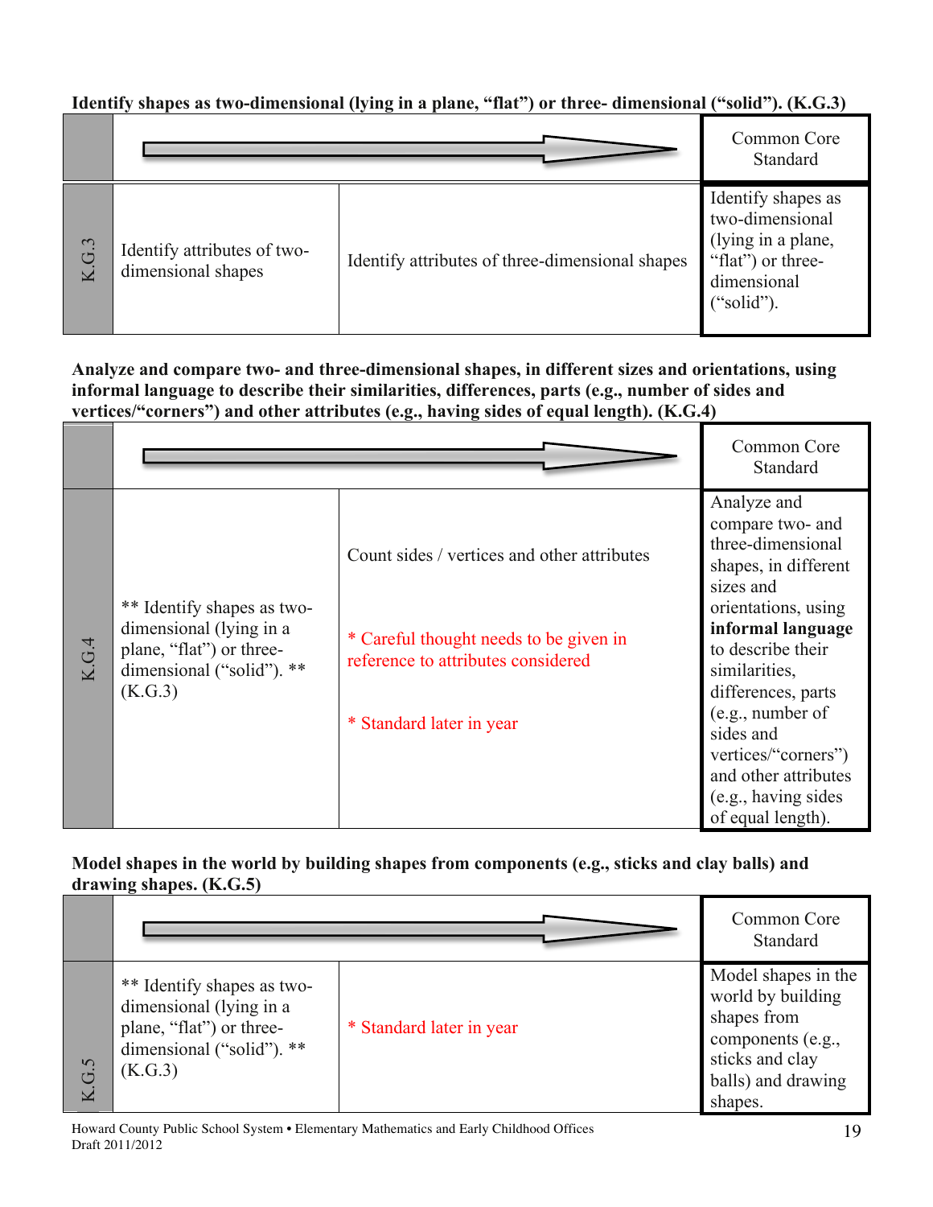**Identify shapes as two-dimensional (lying in a plane, "flat") or three- dimensional ("solid"). (K.G.3)**

| | | | Common Core Standard |
|---|---|---|---|
| K.G.3 | Identify attributes of two-dimensional shapes | Identify attributes of three-dimensional shapes | Identify shapes as two-dimensional (lying in a plane, "flat") or three-dimensional ("solid"). |

**Analyze and compare two- and three-dimensional shapes, in different sizes and orientations, using informal language to describe their similarities, differences, parts (e.g., number of sides and vertices/"corners") and other attributes (e.g., having sides of equal length). (K.G.4)**

| | | | Common Core Standard |
|---|---|---|---|
| K.G.4 | ** Identify shapes as two-dimensional (lying in a plane, "flat") or three-dimensional ("solid"). ** (K.G.3) | Count sides / vertices and other attributes<br><br>* Careful thought needs to be given in reference to attributes considered<br><br>* Standard later in year | Analyze and compare two- and three-dimensional shapes, in different sizes and orientations, using **informal language** to describe their similarities, differences, parts (e.g., number of sides and vertices/"corners") and other attributes (e.g., having sides of equal length). |

**Model shapes in the world by building shapes from components (e.g., sticks and clay balls) and drawing shapes. (K.G.5)**

| | | | Common Core Standard |
|---|---|---|---|
| K.G.5 | ** Identify shapes as two-dimensional (lying in a plane, "flat") or three-dimensional ("solid"). ** (K.G.3) | * Standard later in year | Model shapes in the world by building shapes from components (e.g., sticks and clay balls) and drawing shapes. |

Howard County Public School System • Elementary Mathematics and Early Childhood Offices
Draft 2011/2012